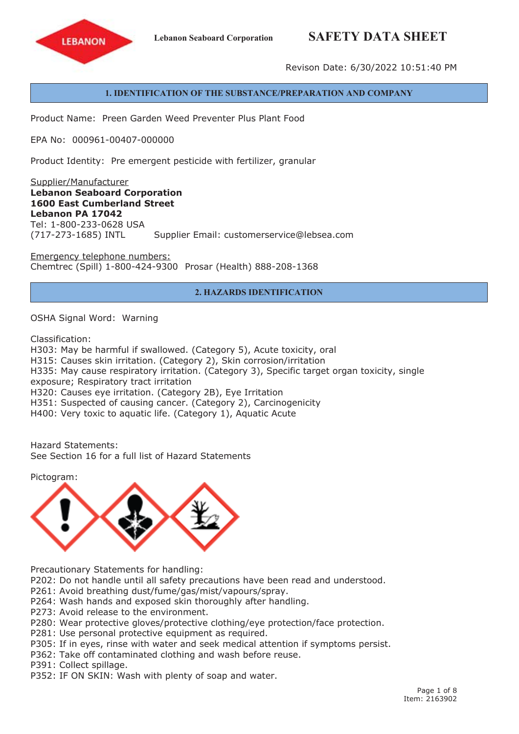Lebanon Seaboard Corporation

# SAFETY DATA SHEET

Revison Date: 6/30/2022 10:51:40 PM

## 1. IDENTIFICATION OF THE SUBSTANCE/PREPARATION AND COMPANY

Product Name: Preen Garden Weed Preventer Plus Plant Food

EPA No: 000961-00407-000000

Product Identity: Pre emergent pesticide with fertilizer, granular

Supplier/Manufacturer
**Lebanon Seaboard Corporation**
**1600 East Cumberland Street**
**Lebanon PA 17042**
Tel: 1-800-233-0628 USA
(717-273-1685) INTL Supplier Email: customerservice@lebsea.com

Emergency telephone numbers:
Chemtrec (Spill) 1-800-424-9300 Prosar (Health) 888-208-1368

## 2. HAZARDS IDENTIFICATION

OSHA Signal Word: Warning

Classification:
H303: May be harmful if swallowed. (Category 5), Acute toxicity, oral
H315: Causes skin irritation. (Category 2), Skin corrosion/irritation
H335: May cause respiratory irritation. (Category 3), Specific target organ toxicity, single exposure; Respiratory tract irritation
H320: Causes eye irritation. (Category 2B), Eye Irritation
H351: Suspected of causing cancer. (Category 2), Carcinogenicity
H400: Very toxic to aquatic life. (Category 1), Aquatic Acute

Hazard Statements:
See Section 16 for a full list of Hazard Statements

Pictogram:

Precautionary Statements for handling:
P202: Do not handle until all safety precautions have been read and understood.
P261: Avoid breathing dust/fume/gas/mist/vapours/spray.
P264: Wash hands and exposed skin thoroughly after handling.
P273: Avoid release to the environment.
P280: Wear protective gloves/protective clothing/eye protection/face protection.
P281: Use personal protective equipment as required.
P305: If in eyes, rinse with water and seek medical attention if symptoms persist.
P362: Take off contaminated clothing and wash before reuse.
P391: Collect spillage.
P352: IF ON SKIN: Wash with plenty of soap and water.

Item: 2163902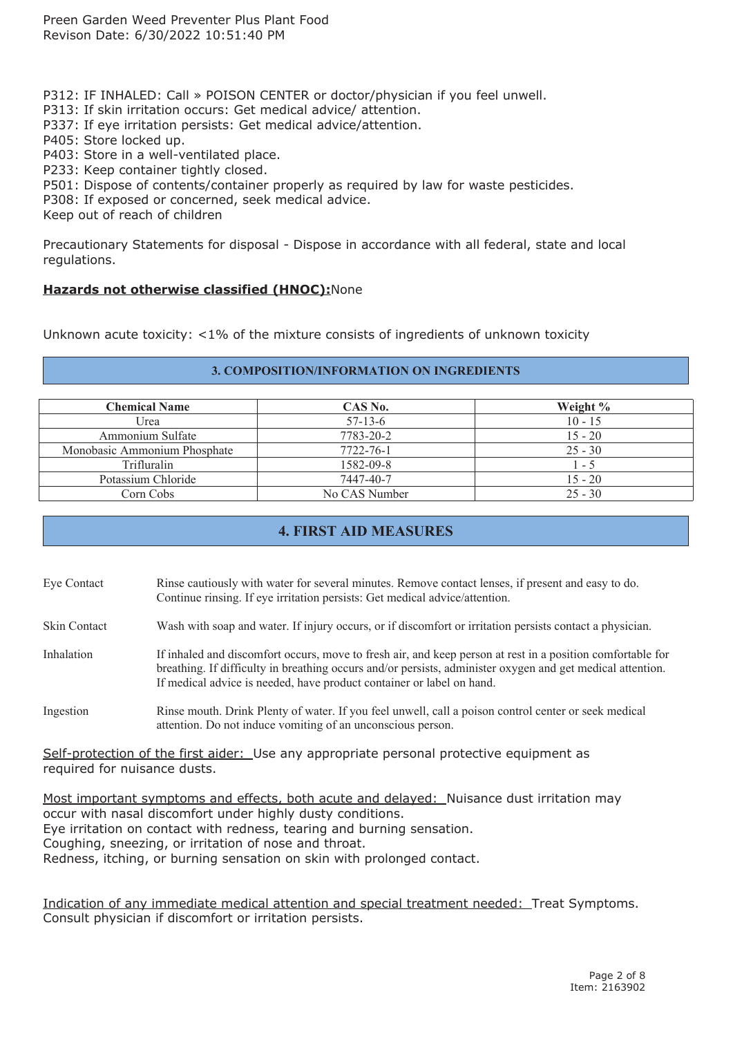P312: IF INHALED: Call » POISON CENTER or doctor/physician if you feel unwell.
P313: If skin irritation occurs: Get medical advice/ attention.
P337: If eye irritation persists: Get medical advice/attention.
P405: Store locked up.
P403: Store in a well-ventilated place.
P233: Keep container tightly closed.
P501: Dispose of contents/container properly as required by law for waste pesticides.
P308: If exposed or concerned, seek medical advice.
Keep out of reach of children

Precautionary Statements for disposal - Dispose in accordance with all federal, state and local regulations.

**Hazards not otherwise classified (HNOC):** None

Unknown acute toxicity: <1% of the mixture consists of ingredients of unknown toxicity

## 3. COMPOSITION/INFORMATION ON INGREDIENTS

| Chemical Name | CAS No. | Weight % |
|---|---|---|
| Urea | 57-13-6 | 10 - 15 |
| Ammonium Sulfate | 7783-20-2 | 15 - 20 |
| Monobasic Ammonium Phosphate | 7722-76-1 | 25 - 30 |
| Trifluralin | 1582-09-8 | 1 - 5 |
| Potassium Chloride | 7447-40-7 | 15 - 20 |
| Corn Cobs | No CAS Number | 25 - 30 |

## 4. FIRST AID MEASURES

**Eye Contact**: Rinse cautiously with water for several minutes. Remove contact lenses, if present and easy to do. Continue rinsing. If eye irritation persists: Get medical advice/attention.

**Skin Contact**: Wash with soap and water. If injury occurs, or if discomfort or irritation persists contact a physician.

**Inhalation**: If inhaled and discomfort occurs, move to fresh air, and keep person at rest in a position comfortable for breathing. If difficulty in breathing occurs and/or persists, administer oxygen and get medical attention. If medical advice is needed, have product container or label on hand.

**Ingestion**: Rinse mouth. Drink Plenty of water. If you feel unwell, call a poison control center or seek medical attention. Do not induce vomiting of an unconscious person.

Self-protection of the first aider: Use any appropriate personal protective equipment as required for nuisance dusts.

Most important symptoms and effects, both acute and delayed: Nuisance dust irritation may occur with nasal discomfort under highly dusty conditions.
Eye irritation on contact with redness, tearing and burning sensation.
Coughing, sneezing, or irritation of nose and throat.
Redness, itching, or burning sensation on skin with prolonged contact.

Indication of any immediate medical attention and special treatment needed: Treat Symptoms. Consult physician if discomfort or irritation persists.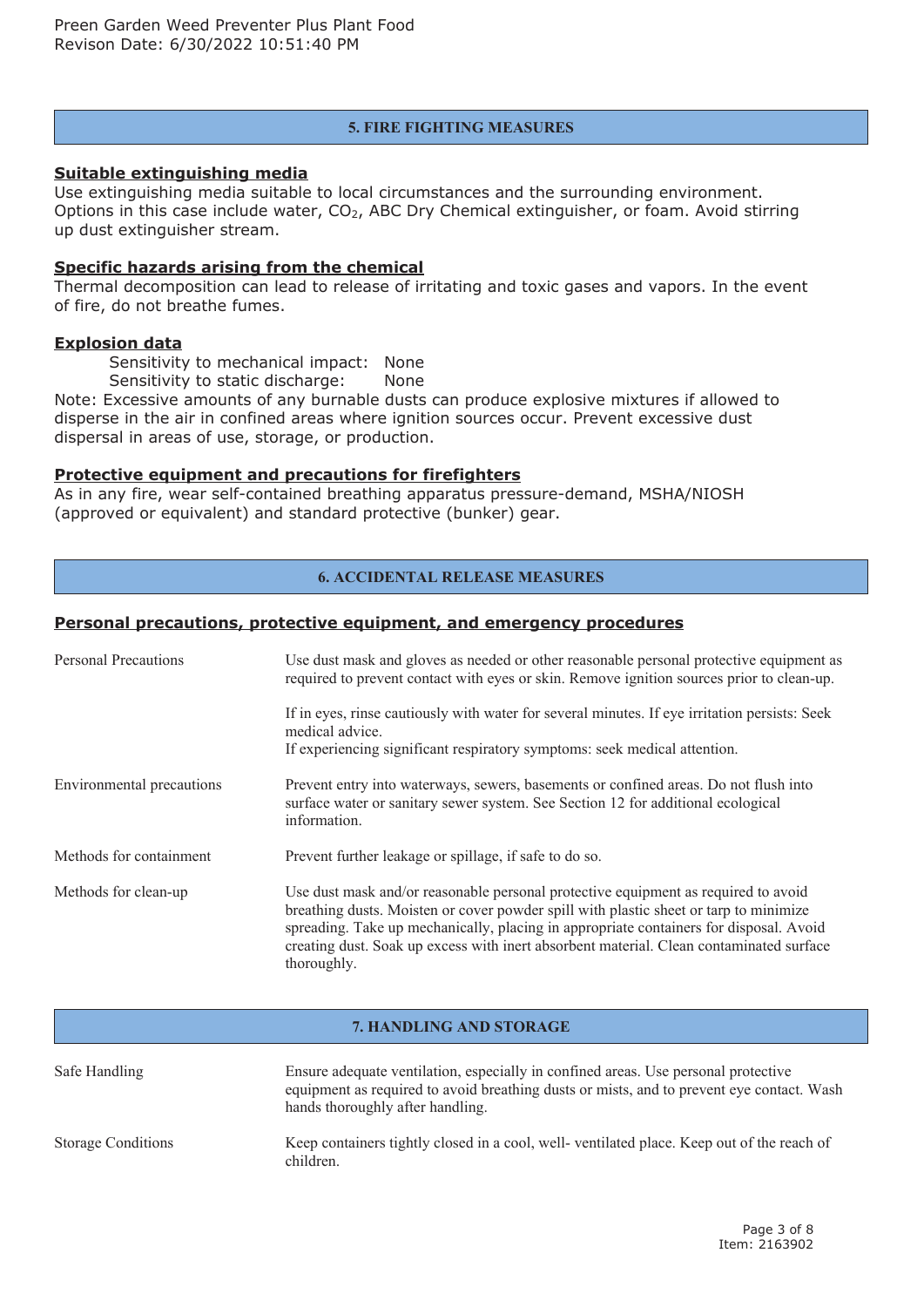## 5. FIRE FIGHTING MEASURES

**Suitable extinguishing media**

Use extinguishing media suitable to local circumstances and the surrounding environment. Options in this case include water, $CO_2$, ABC Dry Chemical extinguisher, or foam. Avoid stirring up dust extinguisher stream.

**Specific hazards arising from the chemical**

Thermal decomposition can lead to release of irritating and toxic gases and vapors. In the event of fire, do not breathe fumes.

**Explosion data**

Sensitivity to mechanical impact: None
Sensitivity to static discharge: None

Note: Excessive amounts of any burnable dusts can produce explosive mixtures if allowed to disperse in the air in confined areas where ignition sources occur. Prevent excessive dust dispersal in areas of use, storage, or production.

**Protective equipment and precautions for firefighters**

As in any fire, wear self-contained breathing apparatus pressure-demand, MSHA/NIOSH (approved or equivalent) and standard protective (bunker) gear.

## 6. ACCIDENTAL RELEASE MEASURES

**Personal precautions, protective equipment, and emergency procedures**

| | |
|---|---|
| Personal Precautions | Use dust mask and gloves as needed or other reasonable personal protective equipment as required to prevent contact with eyes or skin. Remove ignition sources prior to clean-up.<br><br>If in eyes, rinse cautiously with water for several minutes. If eye irritation persists: Seek medical advice.<br>If experiencing significant respiratory symptoms: seek medical attention. |
| Environmental precautions | Prevent entry into waterways, sewers, basements or confined areas. Do not flush into surface water or sanitary sewer system. See Section 12 for additional ecological information. |
| Methods for containment | Prevent further leakage or spillage, if safe to do so. |
| Methods for clean-up | Use dust mask and/or reasonable personal protective equipment as required to avoid breathing dusts. Moisten or cover powder spill with plastic sheet or tarp to minimize spreading. Take up mechanically, placing in appropriate containers for disposal. Avoid creating dust. Soak up excess with inert absorbent material. Clean contaminated surface thoroughly. |

## 7. HANDLING AND STORAGE

| | |
|---|---|
| Safe Handling | Ensure adequate ventilation, especially in confined areas. Use personal protective equipment as required to avoid breathing dusts or mists, and to prevent eye contact. Wash hands thoroughly after handling. |
| Storage Conditions | Keep containers tightly closed in a cool, well- ventilated place. Keep out of the reach of children. |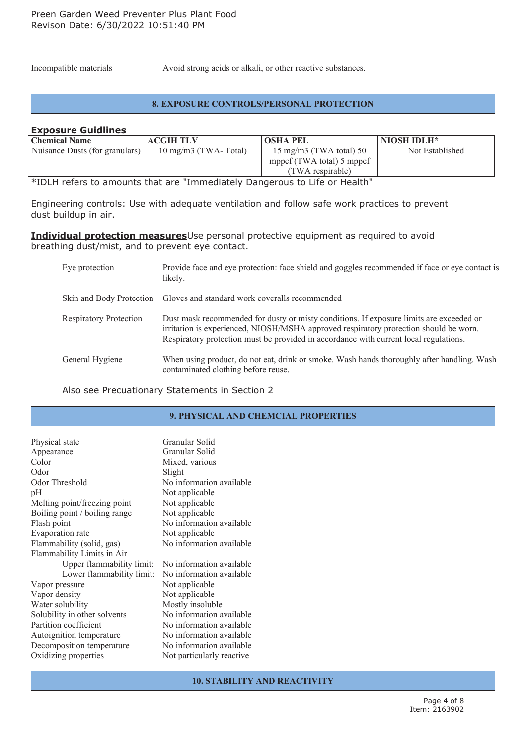| Incompatible materials | Avoid strong acids or alkali, or other reactive substances. |
|---|---|

## 8. EXPOSURE CONTROLS/PERSONAL PROTECTION

### Exposure Guidlines

| Chemical Name | ACGIH TLV | OSHA PEL | NIOSH IDLH* |
|---|---|---|---|
| Nuisance Dusts (for granulars) | 10 mg/m3 (TWA- Total) | 15 mg/m3 (TWA total) 50 mppcf (TWA total) 5 mppcf (TWA respirable) | Not Established |

*IDLH refers to amounts that are "Immediately Dangerous to Life or Health"

Engineering controls: Use with adequate ventilation and follow safe work practices to prevent dust buildup in air.

**Individual protection measures**Use personal protective equipment as required to avoid breathing dust/mist, and to prevent eye contact.

| | |
|---|---|
| Eye protection | Provide face and eye protection: face shield and goggles recommended if face or eye contact is likely. |
| Skin and Body Protection | Gloves and standard work coveralls recommended |
| Respiratory Protection | Dust mask recommended for dusty or misty conditions. If exposure limits are exceeded or irritation is experienced, NIOSH/MSHA approved respiratory protection should be worn. Respiratory protection must be provided in accordance with current local regulations. |
| General Hygiene | When using product, do not eat, drink or smoke. Wash hands thoroughly after handling. Wash contaminated clothing before reuse. |

Also see Precuationary Statements in Section 2

## 9. PHYSICAL AND CHEMCIAL PROPERTIES

| | |
|---|---|
| Physical state | Granular Solid |
| Appearance | Granular Solid |
| Color | Mixed, various |
| Odor | Slight |
| Odor Threshold | No information available |
| pH | Not applicable |
| Melting point/freezing point | Not applicable |
| Boiling point / boiling range | Not applicable |
| Flash point | No information available |
| Evaporation rate | Not applicable |
| Flammability (solid, gas) | No information available |
| Flammability Limits in Air | |
| Upper flammability limit: | No information available |
| Lower flammability limit: | No information available |
| Vapor pressure | Not applicable |
| Vapor density | Not applicable |
| Water solubility | Mostly insoluble |
| Solubility in other solvents | No information available |
| Partition coefficient | No information available |
| Autoignition temperature | No information available |
| Decomposition temperature | No information available |
| Oxidizing properties | Not particularly reactive |

## 10. STABILITY AND REACTIVITY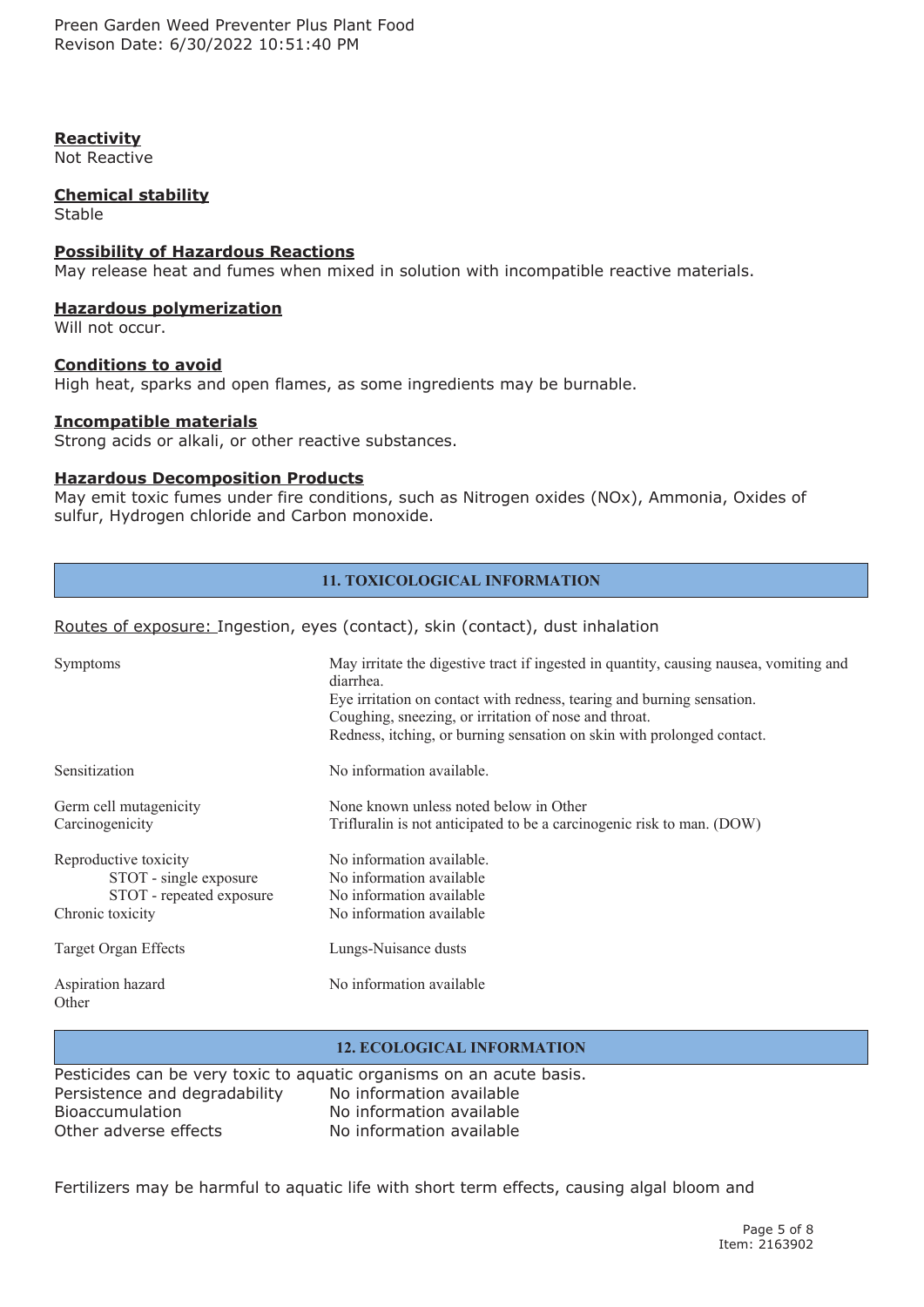**Reactivity**
Not Reactive

**Chemical stability**
Stable

**Possibility of Hazardous Reactions**
May release heat and fumes when mixed in solution with incompatible reactive materials.

**Hazardous polymerization**
Will not occur.

**Conditions to avoid**
High heat, sparks and open flames, as some ingredients may be burnable.

**Incompatible materials**
Strong acids or alkali, or other reactive substances.

**Hazardous Decomposition Products**
May emit toxic fumes under fire conditions, such as Nitrogen oxides (NOx), Ammonia, Oxides of sulfur, Hydrogen chloride and Carbon monoxide.

## 11. TOXICOLOGICAL INFORMATION

Routes of exposure: Ingestion, eyes (contact), skin (contact), dust inhalation

| | |
|---|---|
| Symptoms | May irritate the digestive tract if ingested in quantity, causing nausea, vomiting and diarrhea.<br>Eye irritation on contact with redness, tearing and burning sensation.<br>Coughing, sneezing, or irritation of nose and throat.<br>Redness, itching, or burning sensation on skin with prolonged contact. |
| Sensitization | No information available. |
| Germ cell mutagenicity | None known unless noted below in Other |
| Carcinogenicity | Trifluralin is not anticipated to be a carcinogenic risk to man. (DOW) |
| Reproductive toxicity | No information available. |
| STOT - single exposure | No information available |
| STOT - repeated exposure | No information available |
| Chronic toxicity | No information available |
| Target Organ Effects | Lungs-Nuisance dusts |
| Aspiration hazard | No information available |
| Other | |

## 12. ECOLOGICAL INFORMATION

Pesticides can be very toxic to aquatic organisms on an acute basis.

| | |
|---|---|
| Persistence and degradability | No information available |
| Bioaccumulation | No information available |
| Other adverse effects | No information available |

Fertilizers may be harmful to aquatic life with short term effects, causing algal bloom and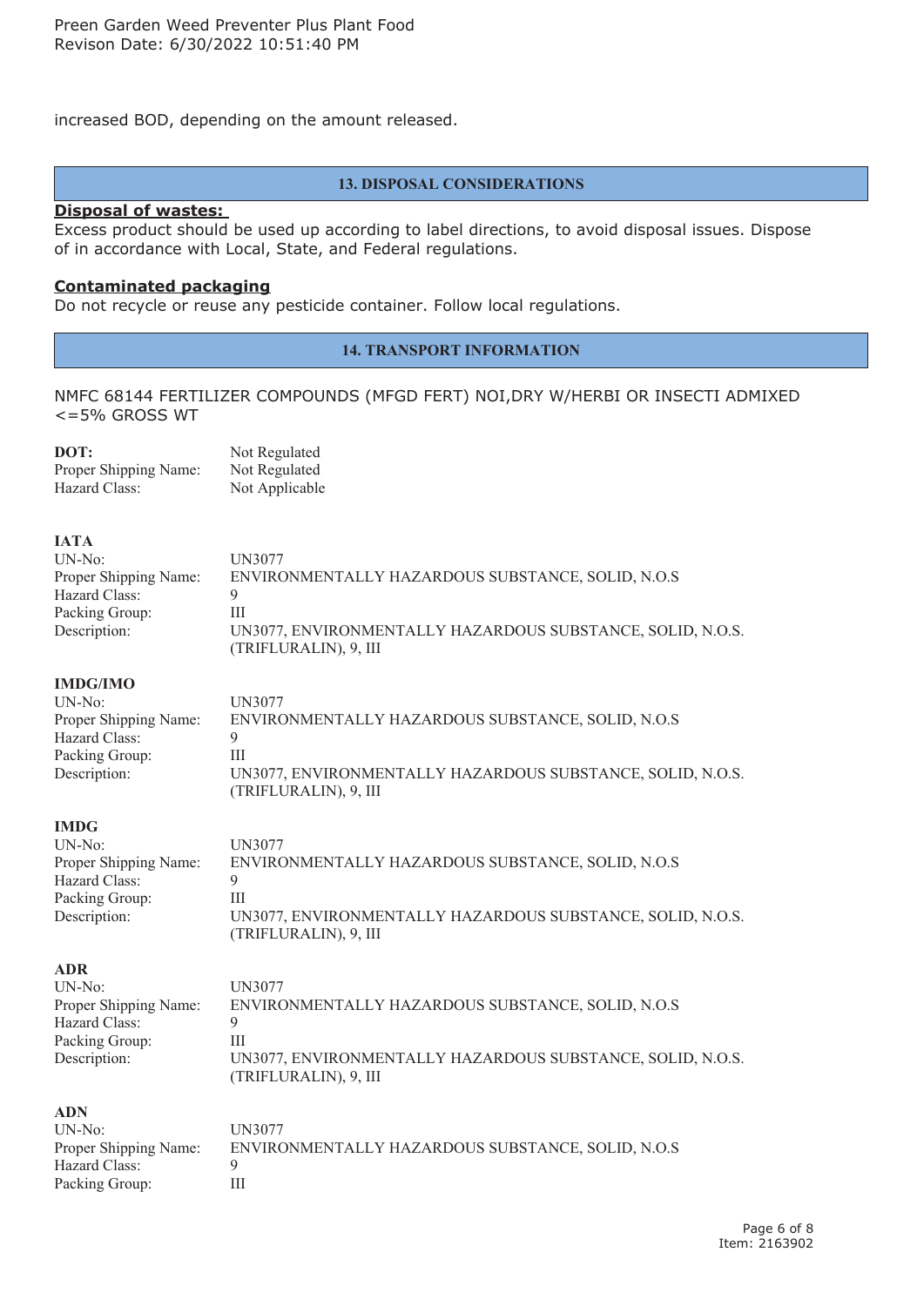increased BOD, depending on the amount released.

## 13. DISPOSAL CONSIDERATIONS

**Disposal of wastes:**
Excess product should be used up according to label directions, to avoid disposal issues. Dispose of in accordance with Local, State, and Federal regulations.

**Contaminated packaging**
Do not recycle or reuse any pesticide container. Follow local regulations.

## 14. TRANSPORT INFORMATION

NMFC 68144 FERTILIZER COMPOUNDS (MFGD FERT) NOI,DRY W/HERBI OR INSECTI ADMIXED <=5% GROSS WT

**DOT:**

| | |
|---|---|
| Proper Shipping Name: | Not Regulated |
| Hazard Class: | Not Applicable |

**IATA**

| | |
|---|---|
| UN-No: | UN3077 |
| Proper Shipping Name: | ENVIRONMENTALLY HAZARDOUS SUBSTANCE, SOLID, N.O.S |
| Hazard Class: | 9 |
| Packing Group: | III |
| Description: | UN3077, ENVIRONMENTALLY HAZARDOUS SUBSTANCE, SOLID, N.O.S. (TRIFLURALIN), 9, III |

**IMDG/IMO**

| | |
|---|---|
| UN-No: | UN3077 |
| Proper Shipping Name: | ENVIRONMENTALLY HAZARDOUS SUBSTANCE, SOLID, N.O.S |
| Hazard Class: | 9 |
| Packing Group: | III |
| Description: | UN3077, ENVIRONMENTALLY HAZARDOUS SUBSTANCE, SOLID, N.O.S. (TRIFLURALIN), 9, III |

**IMDG**

| | |
|---|---|
| UN-No: | UN3077 |
| Proper Shipping Name: | ENVIRONMENTALLY HAZARDOUS SUBSTANCE, SOLID, N.O.S |
| Hazard Class: | 9 |
| Packing Group: | III |
| Description: | UN3077, ENVIRONMENTALLY HAZARDOUS SUBSTANCE, SOLID, N.O.S. (TRIFLURALIN), 9, III |

**ADR**

| | |
|---|---|
| UN-No: | UN3077 |
| Proper Shipping Name: | ENVIRONMENTALLY HAZARDOUS SUBSTANCE, SOLID, N.O.S |
| Hazard Class: | 9 |
| Packing Group: | III |
| Description: | UN3077, ENVIRONMENTALLY HAZARDOUS SUBSTANCE, SOLID, N.O.S. (TRIFLURALIN), 9, III |

**ADN**

| | |
|---|---|
| UN-No: | UN3077 |
| Proper Shipping Name: | ENVIRONMENTALLY HAZARDOUS SUBSTANCE, SOLID, N.O.S |
| Hazard Class: | 9 |
| Packing Group: | III |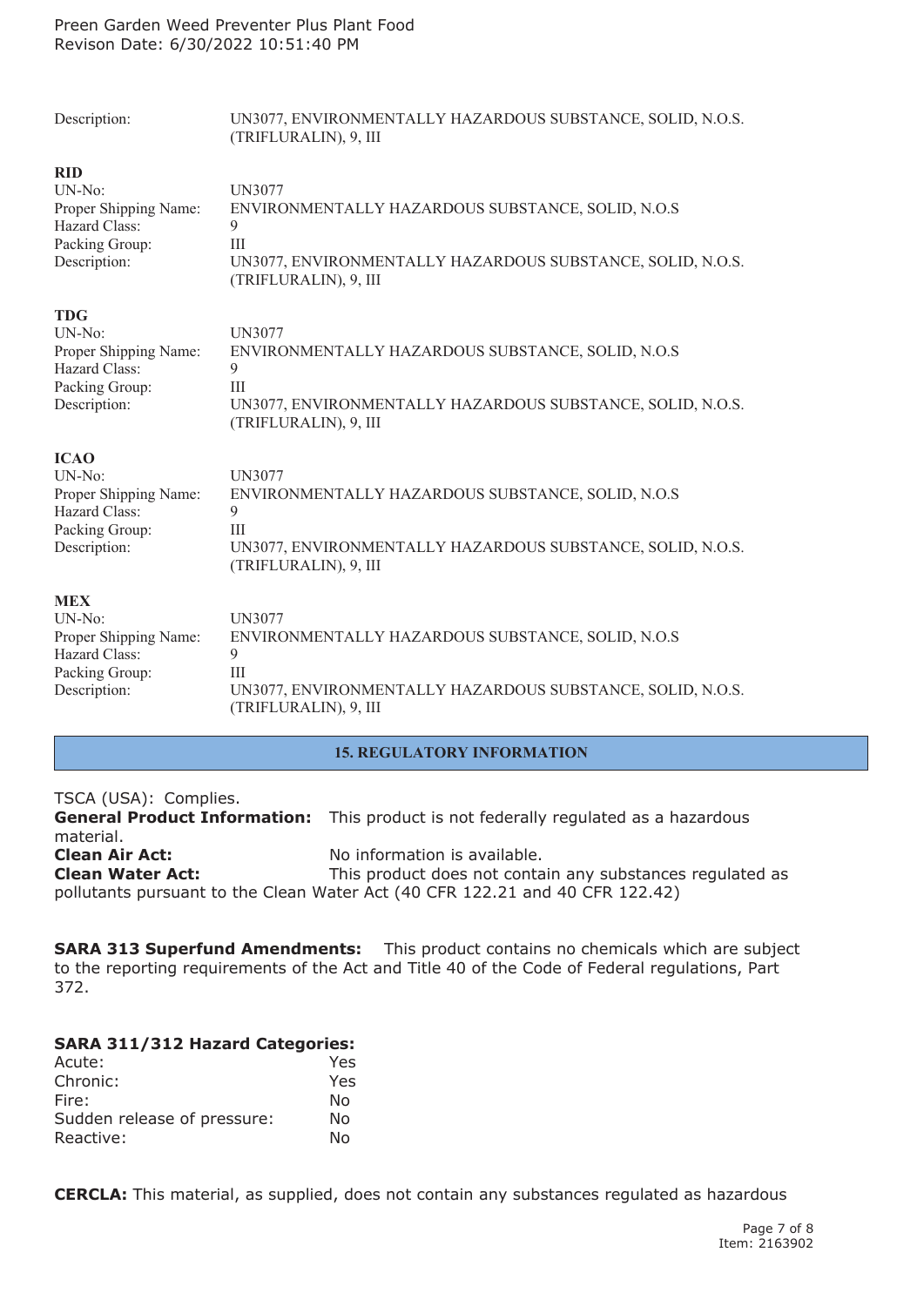| | |
|---|---|
| Description: | UN3077, ENVIRONMENTALLY HAZARDOUS SUBSTANCE, SOLID, N.O.S. (TRIFLURALIN), 9, III |

**RID**

| | |
|---|---|
| UN-No: | UN3077 |
| Proper Shipping Name: | ENVIRONMENTALLY HAZARDOUS SUBSTANCE, SOLID, N.O.S |
| Hazard Class: | 9 |
| Packing Group: | III |
| Description: | UN3077, ENVIRONMENTALLY HAZARDOUS SUBSTANCE, SOLID, N.O.S. (TRIFLURALIN), 9, III |

**TDG**

| | |
|---|---|
| UN-No: | UN3077 |
| Proper Shipping Name: | ENVIRONMENTALLY HAZARDOUS SUBSTANCE, SOLID, N.O.S |
| Hazard Class: | 9 |
| Packing Group: | III |
| Description: | UN3077, ENVIRONMENTALLY HAZARDOUS SUBSTANCE, SOLID, N.O.S. (TRIFLURALIN), 9, III |

**ICAO**

| | |
|---|---|
| UN-No: | UN3077 |
| Proper Shipping Name: | ENVIRONMENTALLY HAZARDOUS SUBSTANCE, SOLID, N.O.S |
| Hazard Class: | 9 |
| Packing Group: | III |
| Description: | UN3077, ENVIRONMENTALLY HAZARDOUS SUBSTANCE, SOLID, N.O.S. (TRIFLURALIN), 9, III |

**MEX**

| | |
|---|---|
| UN-No: | UN3077 |
| Proper Shipping Name: | ENVIRONMENTALLY HAZARDOUS SUBSTANCE, SOLID, N.O.S |
| Hazard Class: | 9 |
| Packing Group: | III |
| Description: | UN3077, ENVIRONMENTALLY HAZARDOUS SUBSTANCE, SOLID, N.O.S. (TRIFLURALIN), 9, III |

## 15. REGULATORY INFORMATION

TSCA (USA): Complies.
**General Product Information:** This product is not federally regulated as a hazardous material.
**Clean Air Act:** No information is available.
**Clean Water Act:** This product does not contain any substances regulated as pollutants pursuant to the Clean Water Act (40 CFR 122.21 and 40 CFR 122.42)

**SARA 313 Superfund Amendments:** This product contains no chemicals which are subject to the reporting requirements of the Act and Title 40 of the Code of Federal regulations, Part 372.

**SARA 311/312 Hazard Categories:**

| | |
|---|---|
| Acute: | Yes |
| Chronic: | Yes |
| Fire: | No |
| Sudden release of pressure: | No |
| Reactive: | No |

**CERCLA:** This material, as supplied, does not contain any substances regulated as hazardous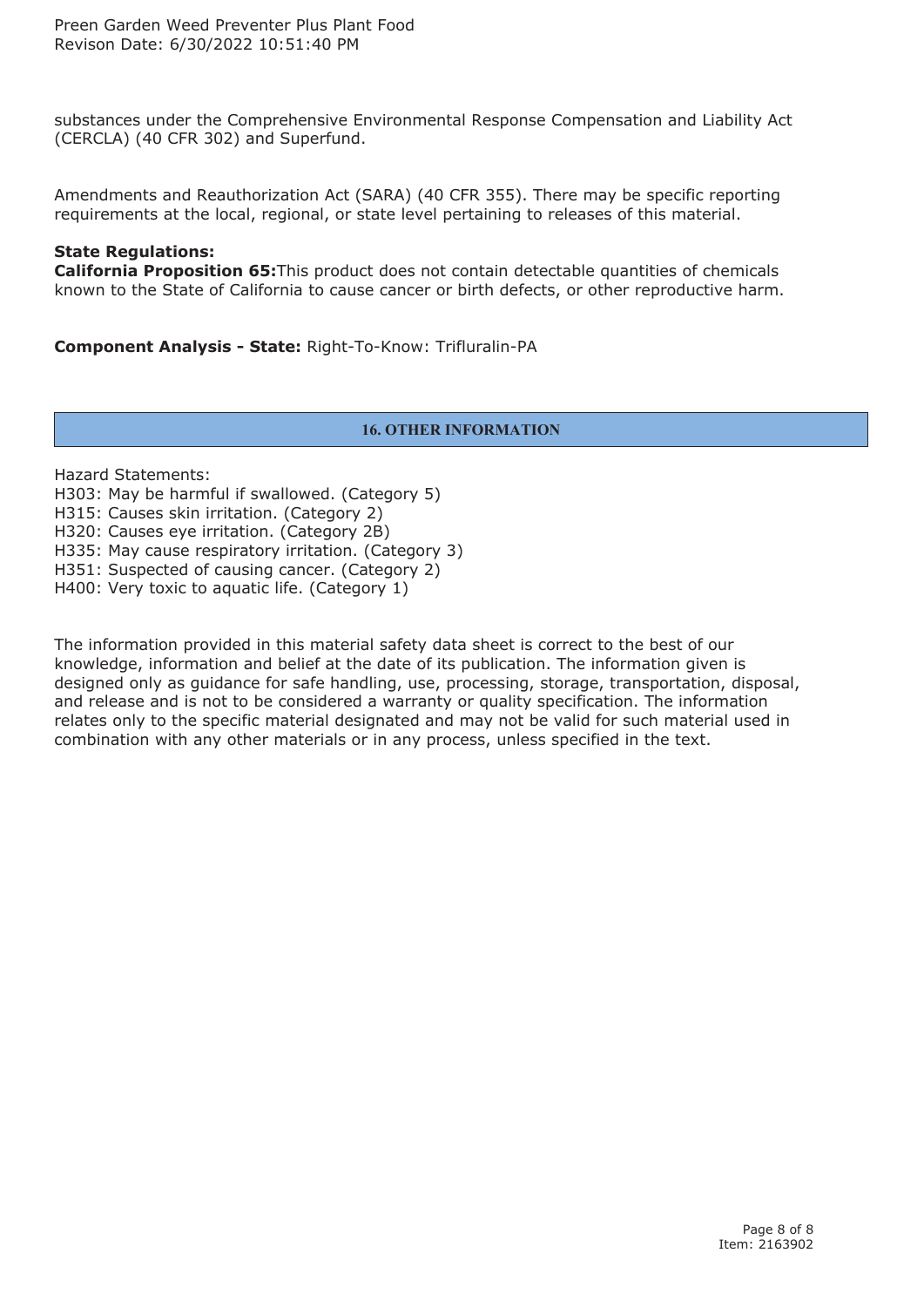substances under the Comprehensive Environmental Response Compensation and Liability Act (CERCLA) (40 CFR 302) and Superfund.

Amendments and Reauthorization Act (SARA) (40 CFR 355). There may be specific reporting requirements at the local, regional, or state level pertaining to releases of this material.

**State Regulations:**
**California Proposition 65:**This product does not contain detectable quantities of chemicals known to the State of California to cause cancer or birth defects, or other reproductive harm.

**Component Analysis - State:** Right-To-Know: Trifluralin-PA

## 16. OTHER INFORMATION

Hazard Statements:
H303: May be harmful if swallowed. (Category 5)
H315: Causes skin irritation. (Category 2)
H320: Causes eye irritation. (Category 2B)
H335: May cause respiratory irritation. (Category 3)
H351: Suspected of causing cancer. (Category 2)
H400: Very toxic to aquatic life. (Category 1)

The information provided in this material safety data sheet is correct to the best of our knowledge, information and belief at the date of its publication. The information given is designed only as guidance for safe handling, use, processing, storage, transportation, disposal, and release and is not to be considered a warranty or quality specification. The information relates only to the specific material designated and may not be valid for such material used in combination with any other materials or in any process, unless specified in the text.